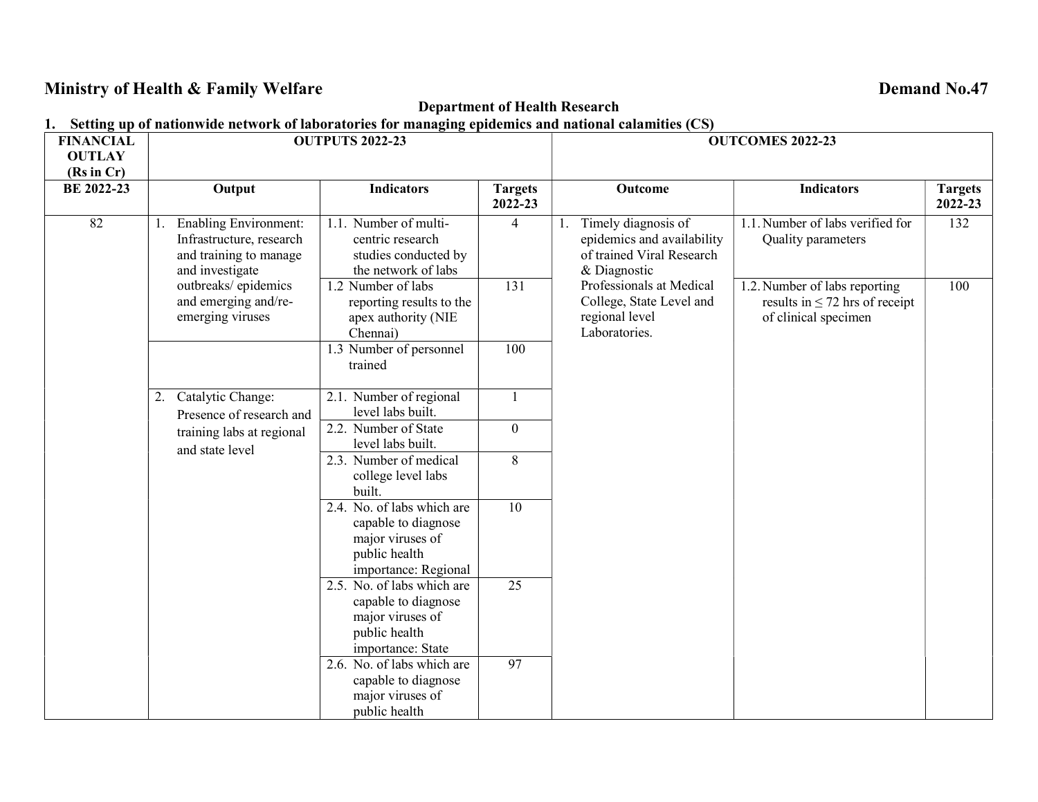# Ministry of Health & Family Welfare Demand No.47

## Department of Health Research

### 1. Setting up of nationwide network of laboratories for managing epidemics and national calamities (CS)

| FINANCIAL OUTLAY (Rs in Cr) | OUTPUTS 2022-23 | | | OUTCOMES 2022-23 | | |
|---|---|---|---|---|---|---|
| BE 2022-23 | Output | Indicators | Targets 2022-23 | Outcome | Indicators | Targets 2022-23 |
| 82 | 1. Enabling Environment: Infrastructure, research and training to manage and investigate outbreaks/ epidemics and emerging and/re-emerging viruses | 1.1. Number of multi-centric research studies conducted by the network of labs | 4 | 1. Timely diagnosis of epidemics and availability of trained Viral Research & Diagnostic Professionals at Medical College, State Level and regional level Laboratories. | 1.1. Number of labs verified for Quality parameters | 132 |
| | | 1.2 Number of labs reporting results to the apex authority (NIE Chennai) | 131 | | 1.2. Number of labs reporting results in ≤ 72 hrs of receipt of clinical specimen | 100 |
| | | 1.3 Number of personnel trained | 100 | | | |
| | 2. Catalytic Change: Presence of research and training labs at regional and state level | 2.1. Number of regional level labs built. | 1 | | | |
| | | 2.2. Number of State level labs built. | 0 | | | |
| | | 2.3. Number of medical college level labs built. | 8 | | | |
| | | 2.4. No. of labs which are capable to diagnose major viruses of public health importance: Regional | 10 | | | |
| | | 2.5. No. of labs which are capable to diagnose major viruses of public health importance: State | 25 | | | |
| | | 2.6. No. of labs which are capable to diagnose major viruses of public health | 97 | | | |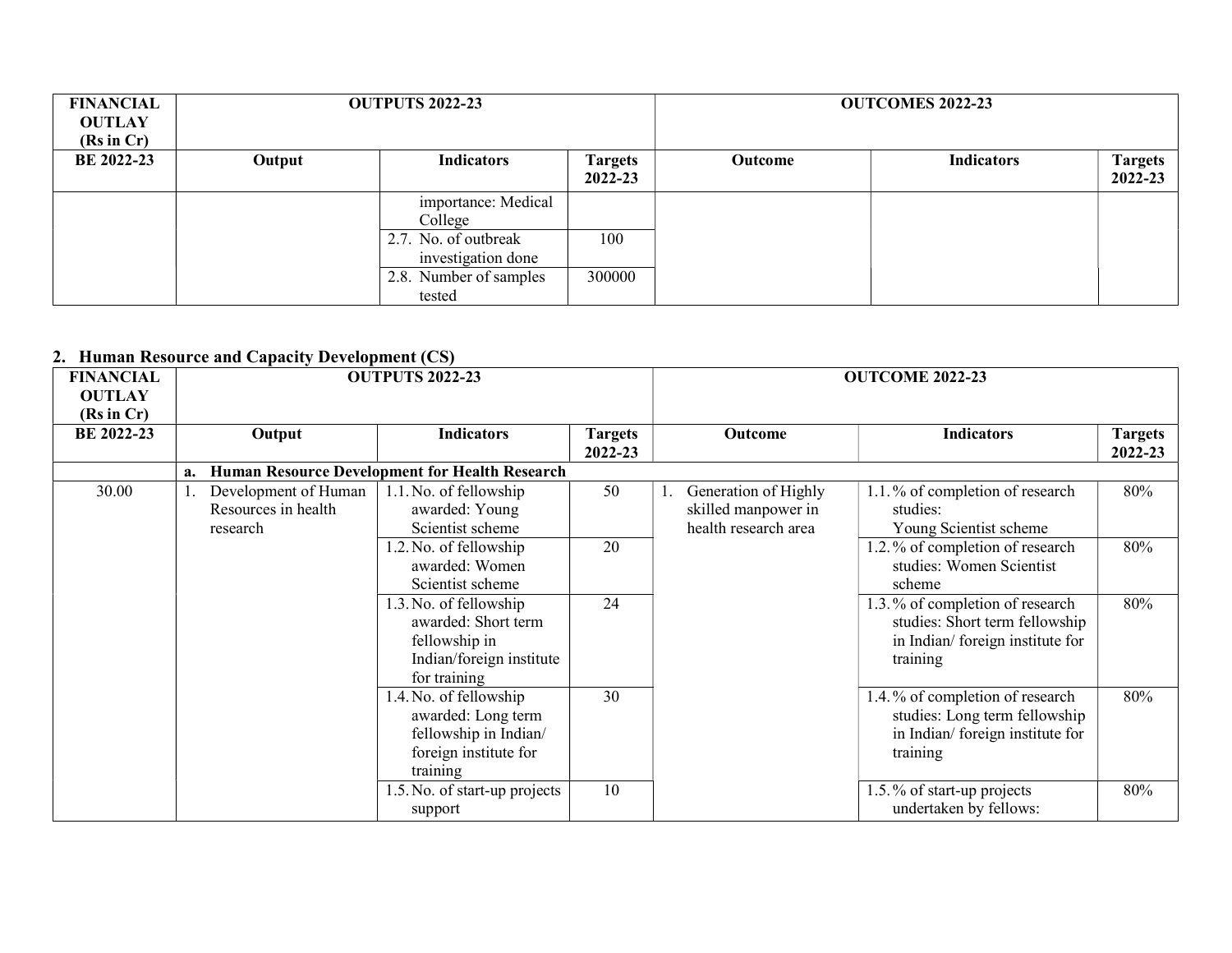| FINANCIAL OUTLAY (Rs in Cr) | OUTPUTS 2022-23 | | | OUTCOMES 2022-23 | | |
|---|---|---|---|---|---|---|
| BE 2022-23 | Output | Indicators | Targets 2022-23 | Outcome | Indicators | Targets 2022-23 |
| | | importance: Medical College | | | | |
| | | 2.7. No. of outbreak investigation done | 100 | | | |
| | | 2.8. Number of samples tested | 300000 | | | |

## 2. Human Resource and Capacity Development (CS)

| FINANCIAL OUTLAY (Rs in Cr) | OUTPUTS 2022-23 | | | OUTCOME 2022-23 | | |
|---|---|---|---|---|---|---|
| BE 2022-23 | Output | Indicators | Targets 2022-23 | Outcome | Indicators | Targets 2022-23 |
| | **a. Human Resource Development for Health Research** | | | | | |
| 30.00 | 1. Development of Human Resources in health research | 1.1. No. of fellowship awarded: Young Scientist scheme | 50 | 1. Generation of Highly skilled manpower in health research area | 1.1. % of completion of research studies: Young Scientist scheme | 80% |
| | | 1.2. No. of fellowship awarded: Women Scientist scheme | 20 | | 1.2. % of completion of research studies: Women Scientist scheme | 80% |
| | | 1.3. No. of fellowship awarded: Short term fellowship in Indian/foreign institute for training | 24 | | 1.3. % of completion of research studies: Short term fellowship in Indian/ foreign institute for training | 80% |
| | | 1.4. No. of fellowship awarded: Long term fellowship in Indian/ foreign institute for training | 30 | | 1.4. % of completion of research studies: Long term fellowship in Indian/ foreign institute for training | 80% |
| | | 1.5. No. of start-up projects support | 10 | | 1.5. % of start-up projects undertaken by fellows: | 80% |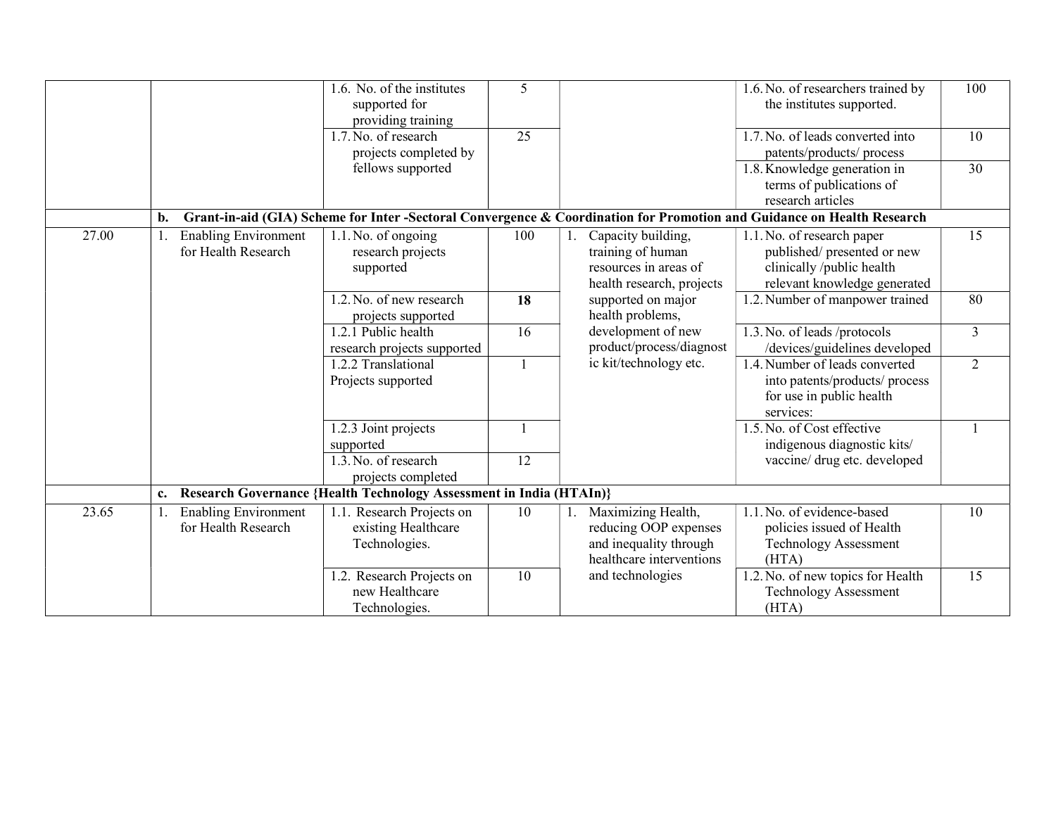| | | | | | | |
|---|---|---|---|---|---|---|
| | | 1.6. No. of the institutes supported for providing training | 5 | | 1.6. No. of researchers trained by the institutes supported. | 100 |
| | | 1.7. No. of research projects completed by fellows supported | 25 | | 1.7. No. of leads converted into patents/products/ process | 10 |
| | | | | | 1.8. Knowledge generation in terms of publications of research articles | 30 |
| | **b. Grant-in-aid (GIA) Scheme for Inter -Sectoral Convergence & Coordination for Promotion and Guidance on Health Research** | | | | | |
| 27.00 | 1. Enabling Environment for Health Research | 1.1. No. of ongoing research projects supported | 100 | 1. Capacity building, training of human resources in areas of health research, projects supported on major health problems, development of new product/process/diagnostic kit/technology etc. | 1.1. No. of research paper published/ presented or new clinically /public health relevant knowledge generated | 15 |
| | | 1.2. No. of new research projects supported | **18** | | 1.2. Number of manpower trained | 80 |
| | | 1.2.1 Public health research projects supported | 16 | | 1.3. No. of leads /protocols /devices/guidelines developed | 3 |
| | | 1.2.2 Translational Projects supported | 1 | | 1.4. Number of leads converted into patents/products/ process for use in public health services: | 2 |
| | | 1.2.3 Joint projects supported | 1 | | 1.5. No. of Cost effective indigenous diagnostic kits/ vaccine/ drug etc. developed | 1 |
| | | 1.3. No. of research projects completed | 12 | | | |
| | **c. Research Governance {Health Technology Assessment in India (HTAIn)}** | | | | | |
| 23.65 | 1. Enabling Environment for Health Research | 1.1. Research Projects on existing Healthcare Technologies. | 10 | 1. Maximizing Health, reducing OOP expenses and inequality through healthcare interventions and technologies | 1.1. No. of evidence-based policies issued of Health Technology Assessment (HTA) | 10 |
| | | 1.2. Research Projects on new Healthcare Technologies. | 10 | | 1.2. No. of new topics for Health Technology Assessment (HTA) | 15 |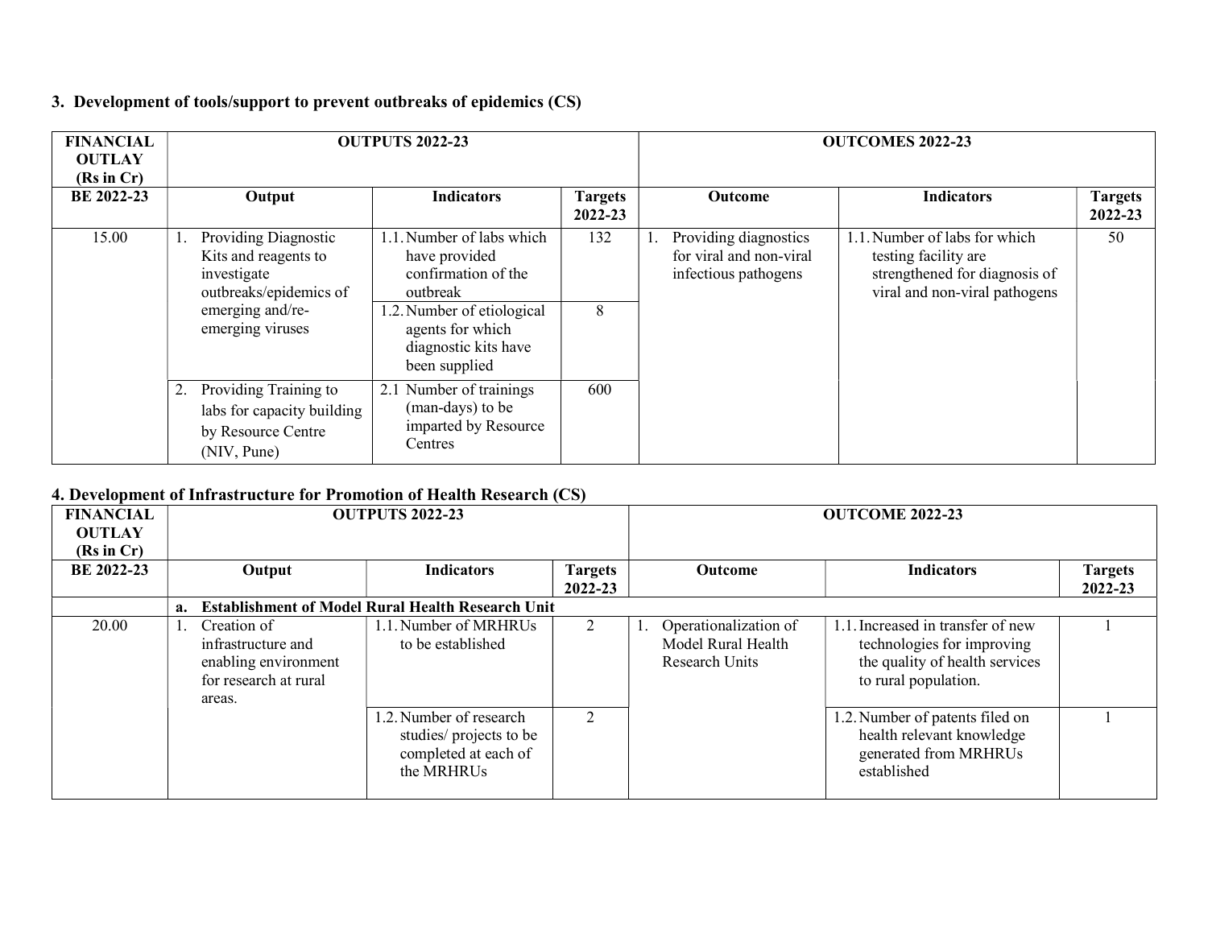### 3. Development of tools/support to prevent outbreaks of epidemics (CS)

| FINANCIAL OUTLAY (Rs in Cr) | OUTPUTS 2022-23 | | | OUTCOMES 2022-23 | | |
|---|---|---|---|---|---|---|
| BE 2022-23 | Output | Indicators | Targets 2022-23 | Outcome | Indicators | Targets 2022-23 |
| 15.00 | 1. Providing Diagnostic Kits and reagents to investigate outbreaks/epidemics of emerging and/re-emerging viruses | 1.1. Number of labs which have provided confirmation of the outbreak | 132 | 1. Providing diagnostics for viral and non-viral infectious pathogens | 1.1. Number of labs for which testing facility are strengthened for diagnosis of viral and non-viral pathogens | 50 |
| | | 1.2. Number of etiological agents for which diagnostic kits have been supplied | 8 | | | |
| | 2. Providing Training to labs for capacity building by Resource Centre (NIV, Pune) | 2.1 Number of trainings (man-days) to be imparted by Resource Centres | 600 | | | |

### 4. Development of Infrastructure for Promotion of Health Research (CS)

| FINANCIAL OUTLAY (Rs in Cr) | OUTPUTS 2022-23 | | | OUTCOME 2022-23 | | |
|---|---|---|---|---|---|---|
| BE 2022-23 | Output | Indicators | Targets 2022-23 | Outcome | Indicators | Targets 2022-23 |
| | **a. Establishment of Model Rural Health Research Unit** | | | | | |
| 20.00 | 1. Creation of infrastructure and enabling environment for research at rural areas. | 1.1. Number of MRHRUs to be established | 2 | 1. Operationalization of Model Rural Health Research Units | 1.1. Increased in transfer of new technologies for improving the quality of health services to rural population. | 1 |
| | | 1.2. Number of research studies/ projects to be completed at each of the MRHRUs | 2 | | 1.2. Number of patents filed on health relevant knowledge generated from MRHRUs established | 1 |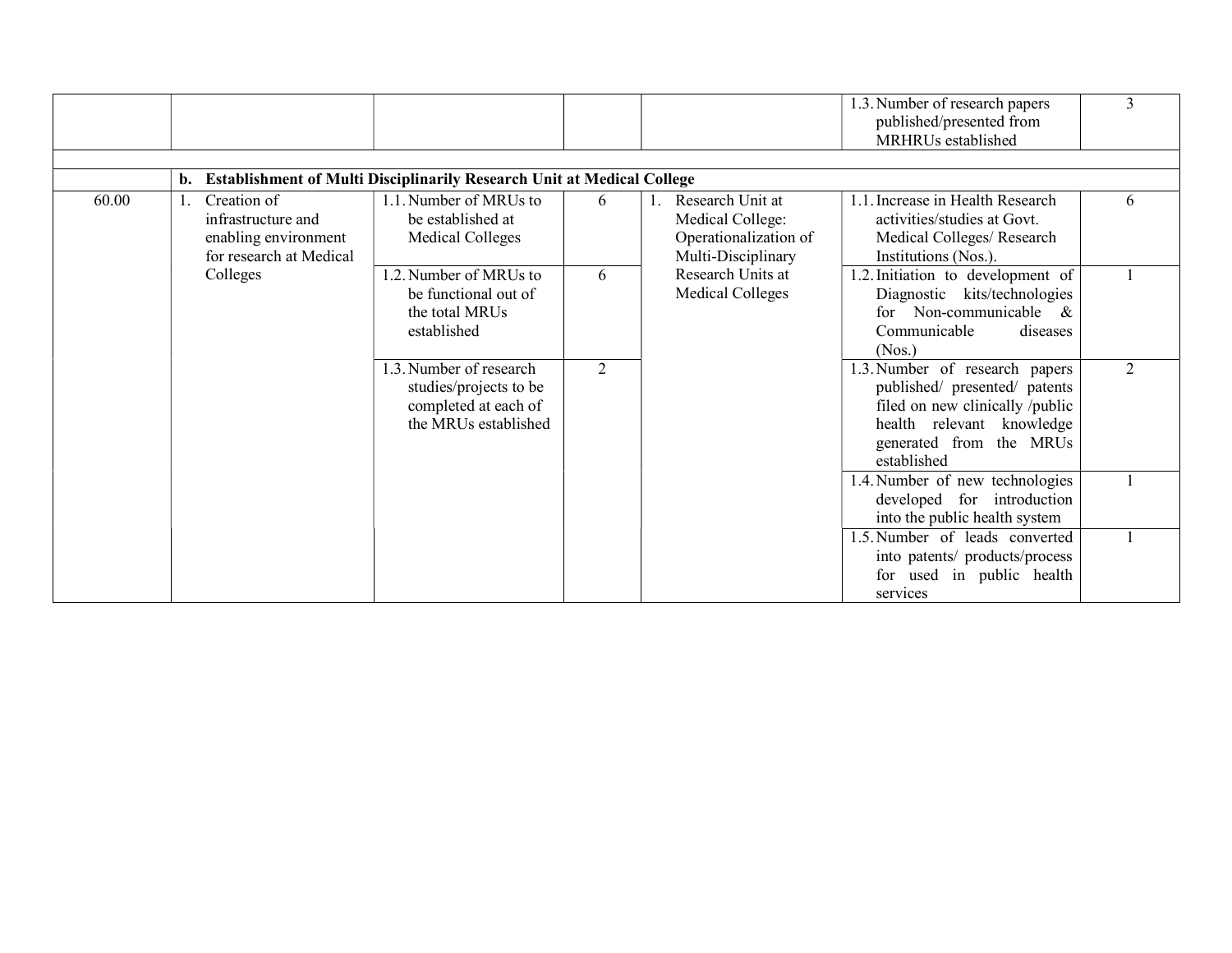| | | | | | | |
|---|---|---|---|---|---|---|
| | | | | | 1.3. Number of research papers published/presented from MRHRUs established | 3 |
| | **b. Establishment of Multi Disciplinarily Research Unit at Medical College** | | | | | |
| 60.00 | 1. Creation of infrastructure and enabling environment for research at Medical Colleges | 1.1. Number of MRUs to be established at Medical Colleges | 6 | 1. Research Unit at Medical College: Operationalization of Multi-Disciplinary Research Units at Medical Colleges | 1.1. Increase in Health Research activities/studies at Govt. Medical Colleges/ Research Institutions (Nos.). | 6 |
| | | 1.2. Number of MRUs to be functional out of the total MRUs established | 6 | | 1.2. Initiation to development of Diagnostic kits/technologies for Non-communicable & Communicable diseases (Nos.) | 1 |
| | | 1.3. Number of research studies/projects to be completed at each of the MRUs established | 2 | | 1.3. Number of research papers published/ presented/ patents filed on new clinically /public health relevant knowledge generated from the MRUs established | 2 |
| | | | | | 1.4. Number of new technologies developed for introduction into the public health system | 1 |
| | | | | | 1.5. Number of leads converted into patents/ products/process for used in public health services | 1 |